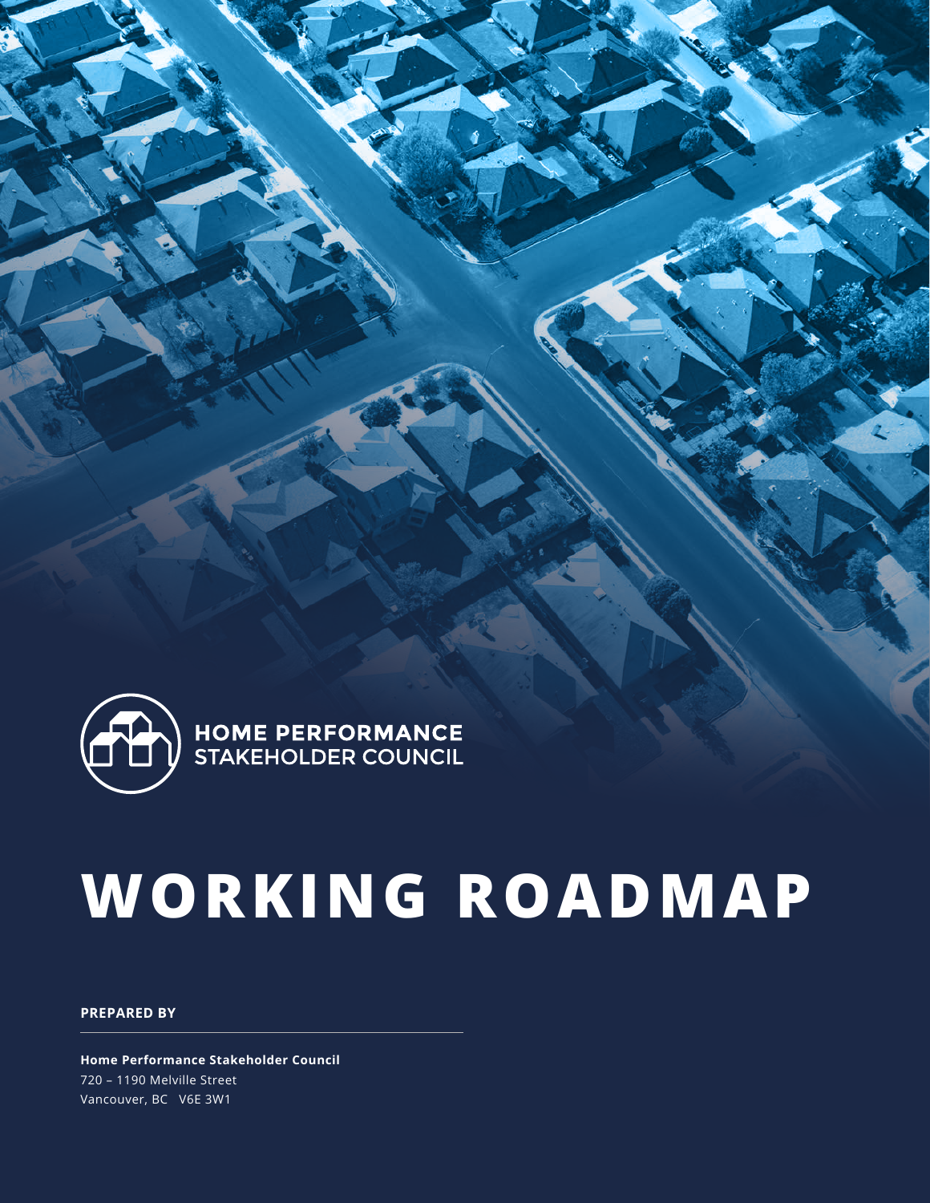HOME PERFORMANCE
STAKEHOLDER COUNCIL

# WORKING ROADMAP

**PREPARED BY**

**Home Performance Stakeholder Council**
720 – 1190 Melville Street
Vancouver, BC V6E 3W1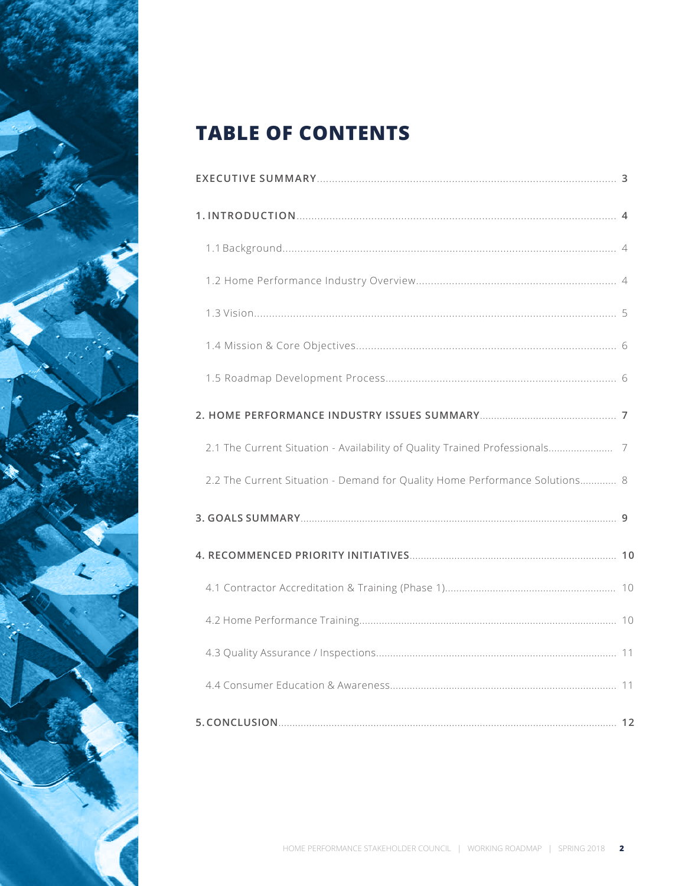# TABLE OF CONTENTS

**EXECUTIVE SUMMARY** .......... **3**

**1. INTRODUCTION** .......... **4**

- 1.1 Background .......... 4
- 1.2 Home Performance Industry Overview .......... 4
- 1.3 Vision .......... 5
- 1.4 Mission & Core Objectives .......... 6
- 1.5 Roadmap Development Process .......... 6

**2. HOME PERFORMANCE INDUSTRY ISSUES SUMMARY** .......... **7**

- 2.1 The Current Situation - Availability of Quality Trained Professionals .......... 7
- 2.2 The Current Situation - Demand for Quality Home Performance Solutions .......... 8

**3. GOALS SUMMARY** .......... **9**

**4. RECOMMENCED PRIORITY INITIATIVES** .......... **10**

- 4.1 Contractor Accreditation & Training (Phase 1) .......... 10
- 4.2 Home Performance Training .......... 10
- 4.3 Quality Assurance / Inspections .......... 11
- 4.4 Consumer Education & Awareness .......... 11

**5. CONCLUSION** .......... **12**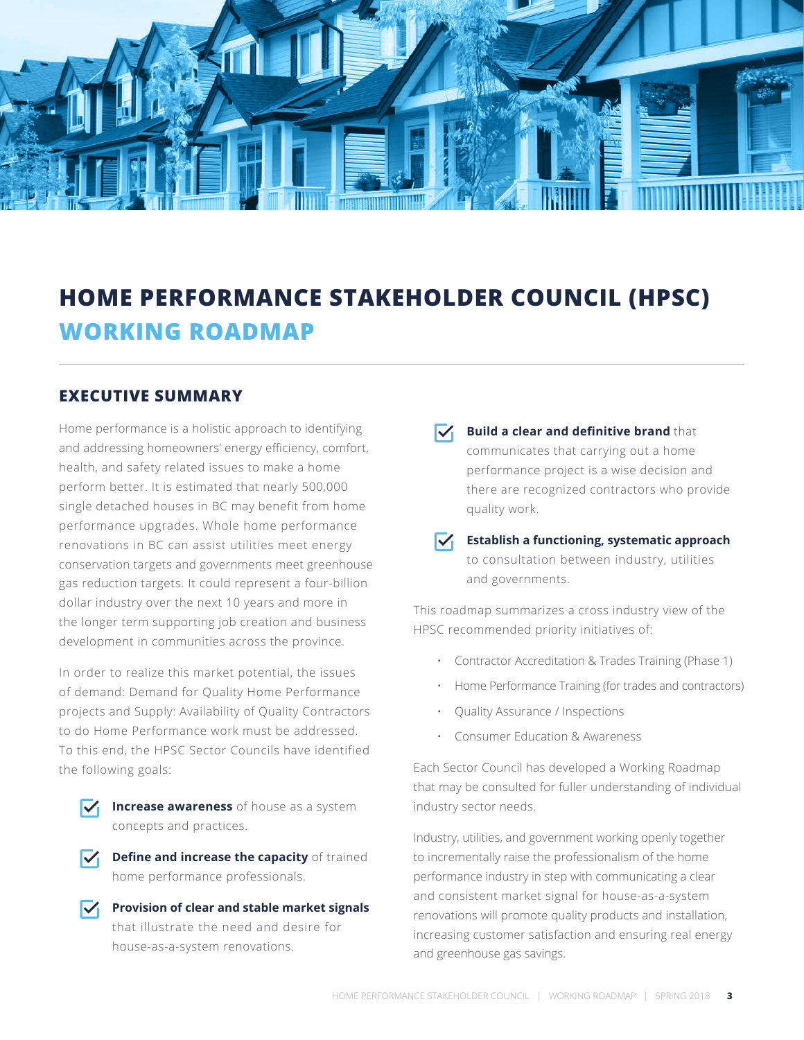# HOME PERFORMANCE STAKEHOLDER COUNCIL (HPSC) WORKING ROADMAP

## EXECUTIVE SUMMARY

Home performance is a holistic approach to identifying and addressing homeowners' energy efficiency, comfort, health, and safety related issues to make a home perform better. It is estimated that nearly 500,000 single detached houses in BC may benefit from home performance upgrades. Whole home performance renovations in BC can assist utilities meet energy conservation targets and governments meet greenhouse gas reduction targets. It could represent a four-billion dollar industry over the next 10 years and more in the longer term supporting job creation and business development in communities across the province.

In order to realize this market potential, the issues of demand: Demand for Quality Home Performance projects and Supply: Availability of Quality Contractors to do Home Performance work must be addressed. To this end, the HPSC Sector Councils have identified the following goals:

- **Increase awareness** of house as a system concepts and practices.
- **Define and increase the capacity** of trained home performance professionals.
- **Provision of clear and stable market signals** that illustrate the need and desire for house-as-a-system renovations.
- **Build a clear and definitive brand** that communicates that carrying out a home performance project is a wise decision and there are recognized contractors who provide quality work.
- **Establish a functioning, systematic approach** to consultation between industry, utilities and governments.

This roadmap summarizes a cross industry view of the HPSC recommended priority initiatives of:

- Contractor Accreditation & Trades Training (Phase 1)
- Home Performance Training (for trades and contractors)
- Quality Assurance / Inspections
- Consumer Education & Awareness

Each Sector Council has developed a Working Roadmap that may be consulted for fuller understanding of individual industry sector needs.

Industry, utilities, and government working openly together to incrementally raise the professionalism of the home performance industry in step with communicating a clear and consistent market signal for house-as-a-system renovations will promote quality products and installation, increasing customer satisfaction and ensuring real energy and greenhouse gas savings.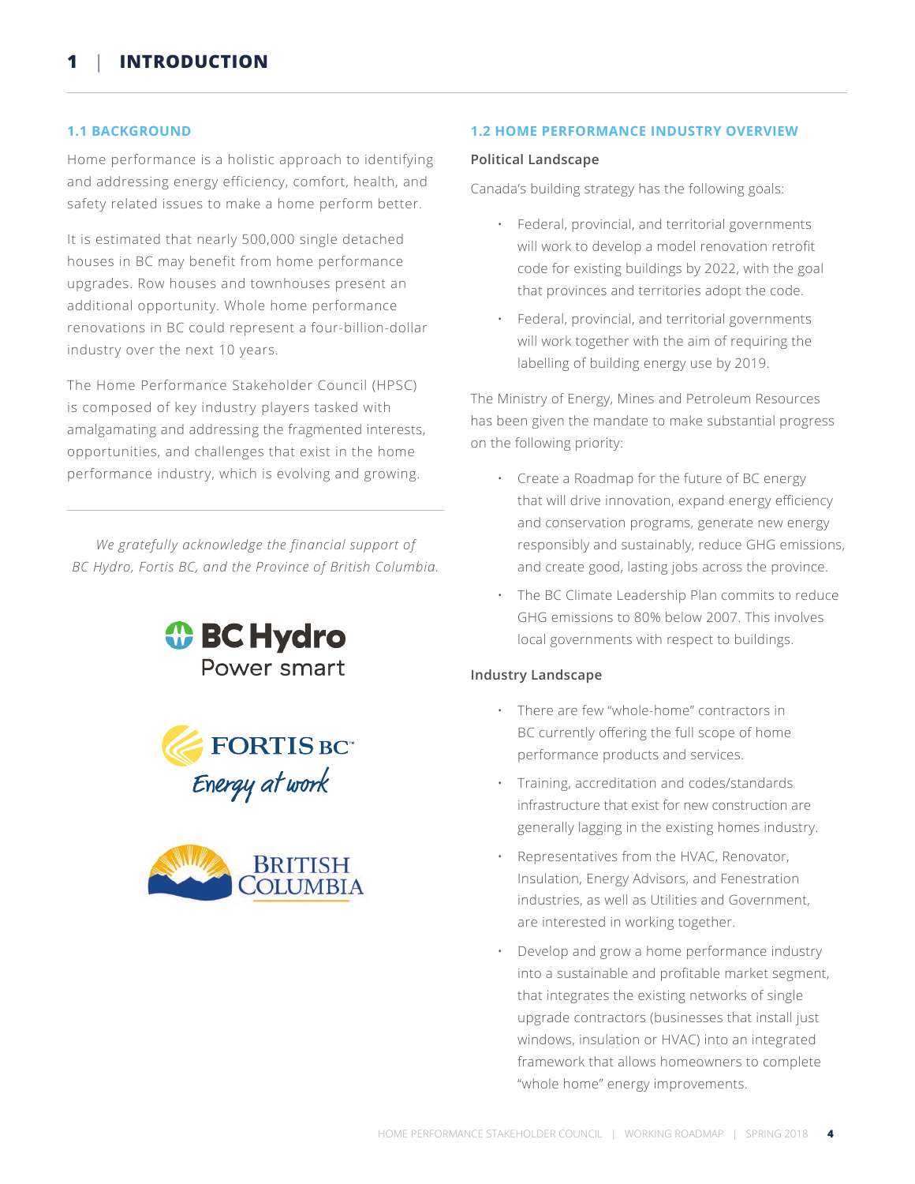# 1 | INTRODUCTION

## 1.1 BACKGROUND

Home performance is a holistic approach to identifying and addressing energy efficiency, comfort, health, and safety related issues to make a home perform better.

It is estimated that nearly 500,000 single detached houses in BC may benefit from home performance upgrades. Row houses and townhouses present an additional opportunity. Whole home performance renovations in BC could represent a four-billion-dollar industry over the next 10 years.

The Home Performance Stakeholder Council (HPSC) is composed of key industry players tasked with amalgamating and addressing the fragmented interests, opportunities, and challenges that exist in the home performance industry, which is evolving and growing.

*We gratefully acknowledge the financial support of BC Hydro, Fortis BC, and the Province of British Columbia.*

BC Hydro Power smart

FORTIS BC Energy at work

BRITISH COLUMBIA

## 1.2 HOME PERFORMANCE INDUSTRY OVERVIEW

### Political Landscape

Canada's building strategy has the following goals:

- Federal, provincial, and territorial governments will work to develop a model renovation retrofit code for existing buildings by 2022, with the goal that provinces and territories adopt the code.
- Federal, provincial, and territorial governments will work together with the aim of requiring the labelling of building energy use by 2019.

The Ministry of Energy, Mines and Petroleum Resources has been given the mandate to make substantial progress on the following priority:

- Create a Roadmap for the future of BC energy that will drive innovation, expand energy efficiency and conservation programs, generate new energy responsibly and sustainably, reduce GHG emissions, and create good, lasting jobs across the province.
- The BC Climate Leadership Plan commits to reduce GHG emissions to 80% below 2007. This involves local governments with respect to buildings.

### Industry Landscape

- There are few "whole-home" contractors in BC currently offering the full scope of home performance products and services.
- Training, accreditation and codes/standards infrastructure that exist for new construction are generally lagging in the existing homes industry.
- Representatives from the HVAC, Renovator, Insulation, Energy Advisors, and Fenestration industries, as well as Utilities and Government, are interested in working together.
- Develop and grow a home performance industry into a sustainable and profitable market segment, that integrates the existing networks of single upgrade contractors (businesses that install just windows, insulation or HVAC) into an integrated framework that allows homeowners to complete "whole home" energy improvements.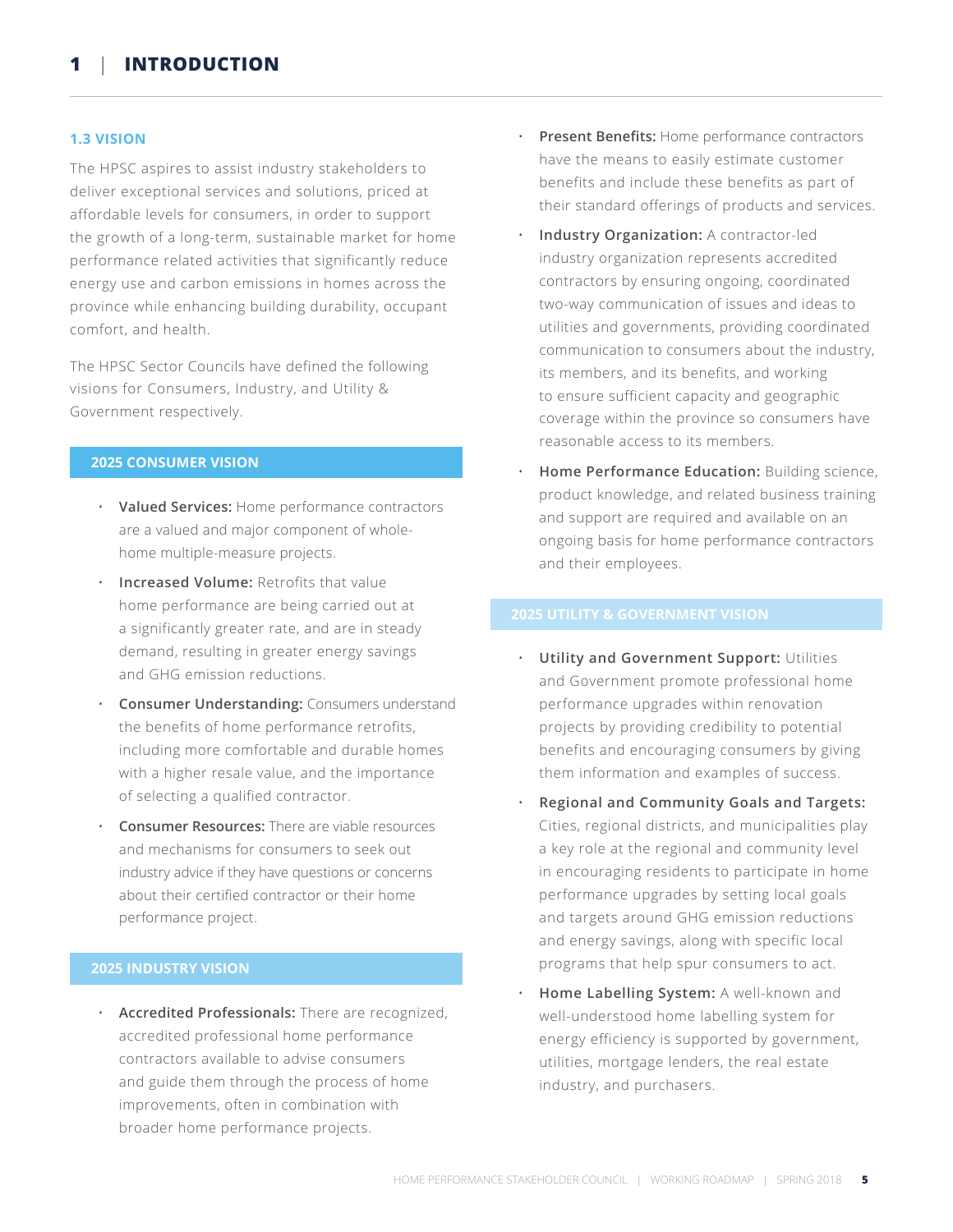# 1 | INTRODUCTION

## 1.3 VISION

The HPSC aspires to assist industry stakeholders to deliver exceptional services and solutions, priced at affordable levels for consumers, in order to support the growth of a long-term, sustainable market for home performance related activities that significantly reduce energy use and carbon emissions in homes across the province while enhancing building durability, occupant comfort, and health.

The HPSC Sector Councils have defined the following visions for Consumers, Industry, and Utility & Government respectively.

### 2025 CONSUMER VISION

- **Valued Services:** Home performance contractors are a valued and major component of whole-home multiple-measure projects.
- **Increased Volume:** Retrofits that value home performance are being carried out at a significantly greater rate, and are in steady demand, resulting in greater energy savings and GHG emission reductions.
- **Consumer Understanding:** Consumers understand the benefits of home performance retrofits, including more comfortable and durable homes with a higher resale value, and the importance of selecting a qualified contractor.
- **Consumer Resources:** There are viable resources and mechanisms for consumers to seek out industry advice if they have questions or concerns about their certified contractor or their home performance project.

### 2025 INDUSTRY VISION

- **Accredited Professionals:** There are recognized, accredited professional home performance contractors available to advise consumers and guide them through the process of home improvements, often in combination with broader home performance projects.
- **Present Benefits:** Home performance contractors have the means to easily estimate customer benefits and include these benefits as part of their standard offerings of products and services.
- **Industry Organization:** A contractor-led industry organization represents accredited contractors by ensuring ongoing, coordinated two-way communication of issues and ideas to utilities and governments, providing coordinated communication to consumers about the industry, its members, and its benefits, and working to ensure sufficient capacity and geographic coverage within the province so consumers have reasonable access to its members.
- **Home Performance Education:** Building science, product knowledge, and related business training and support are required and available on an ongoing basis for home performance contractors and their employees.

### 2025 UTILITY & GOVERNMENT VISION

- **Utility and Government Support:** Utilities and Government promote professional home performance upgrades within renovation projects by providing credibility to potential benefits and encouraging consumers by giving them information and examples of success.
- **Regional and Community Goals and Targets:** Cities, regional districts, and municipalities play a key role at the regional and community level in encouraging residents to participate in home performance upgrades by setting local goals and targets around GHG emission reductions and energy savings, along with specific local programs that help spur consumers to act.
- **Home Labelling System:** A well-known and well-understood home labelling system for energy efficiency is supported by government, utilities, mortgage lenders, the real estate industry, and purchasers.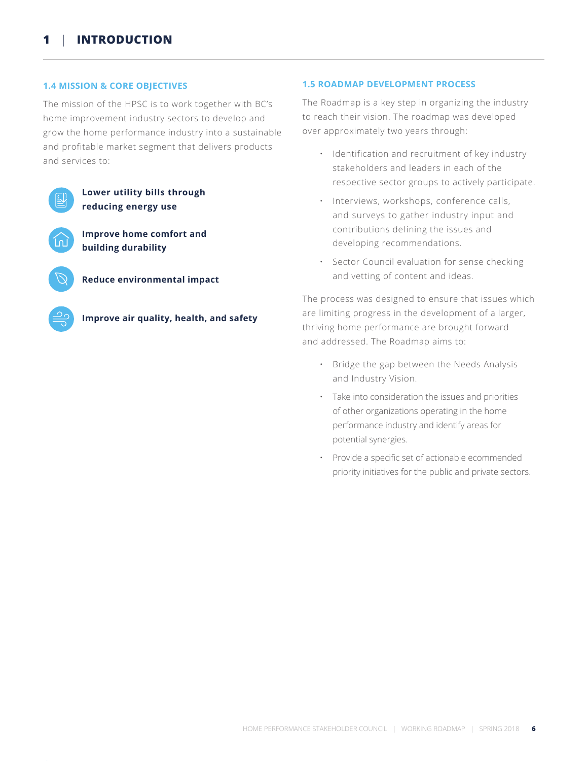# 1 | INTRODUCTION

### 1.4 MISSION & CORE OBJECTIVES

The mission of the HPSC is to work together with BC's home improvement industry sectors to develop and grow the home performance industry into a sustainable and profitable market segment that delivers products and services to:

- **Lower utility bills through reducing energy use**
- **Improve home comfort and building durability**
- **Reduce environmental impact**
- **Improve air quality, health, and safety**

### 1.5 ROADMAP DEVELOPMENT PROCESS

The Roadmap is a key step in organizing the industry to reach their vision. The roadmap was developed over approximately two years through:

- Identification and recruitment of key industry stakeholders and leaders in each of the respective sector groups to actively participate.
- Interviews, workshops, conference calls, and surveys to gather industry input and contributions defining the issues and developing recommendations.
- Sector Council evaluation for sense checking and vetting of content and ideas.

The process was designed to ensure that issues which are limiting progress in the development of a larger, thriving home performance are brought forward and addressed. The Roadmap aims to:

- Bridge the gap between the Needs Analysis and Industry Vision.
- Take into consideration the issues and priorities of other organizations operating in the home performance industry and identify areas for potential synergies.
- Provide a specific set of actionable ecommended priority initiatives for the public and private sectors.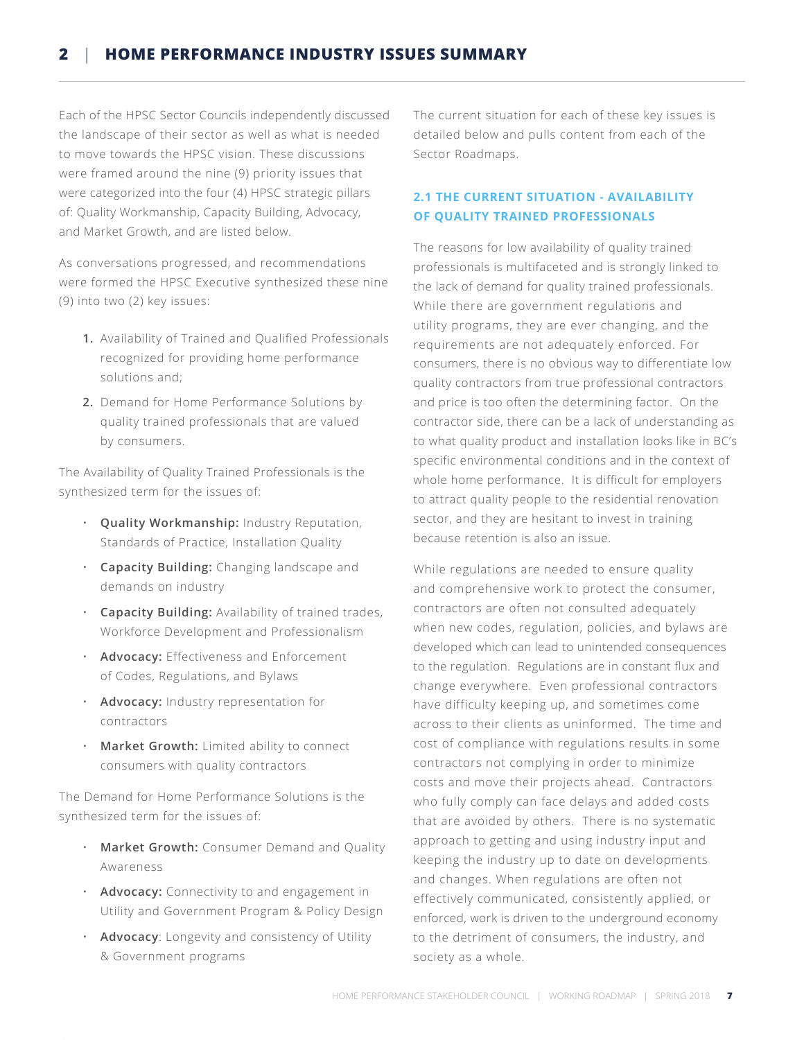## 2 | HOME PERFORMANCE INDUSTRY ISSUES SUMMARY

Each of the HPSC Sector Councils independently discussed the landscape of their sector as well as what is needed to move towards the HPSC vision. These discussions were framed around the nine (9) priority issues that were categorized into the four (4) HPSC strategic pillars of: Quality Workmanship, Capacity Building, Advocacy, and Market Growth, and are listed below.

As conversations progressed, and recommendations were formed the HPSC Executive synthesized these nine (9) into two (2) key issues:

1. Availability of Trained and Qualified Professionals recognized for providing home performance solutions and;
2. Demand for Home Performance Solutions by quality trained professionals that are valued by consumers.

The Availability of Quality Trained Professionals is the synthesized term for the issues of:

- **Quality Workmanship:** Industry Reputation, Standards of Practice, Installation Quality
- **Capacity Building:** Changing landscape and demands on industry
- **Capacity Building:** Availability of trained trades, Workforce Development and Professionalism
- **Advocacy:** Effectiveness and Enforcement of Codes, Regulations, and Bylaws
- **Advocacy:** Industry representation for contractors
- **Market Growth:** Limited ability to connect consumers with quality contractors

The Demand for Home Performance Solutions is the synthesized term for the issues of:

- **Market Growth:** Consumer Demand and Quality Awareness
- **Advocacy:** Connectivity to and engagement in Utility and Government Program & Policy Design
- **Advocacy**: Longevity and consistency of Utility & Government programs

The current situation for each of these key issues is detailed below and pulls content from each of the Sector Roadmaps.

### 2.1 THE CURRENT SITUATION - AVAILABILITY OF QUALITY TRAINED PROFESSIONALS

The reasons for low availability of quality trained professionals is multifaceted and is strongly linked to the lack of demand for quality trained professionals. While there are government regulations and utility programs, they are ever changing, and the requirements are not adequately enforced. For consumers, there is no obvious way to differentiate low quality contractors from true professional contractors and price is too often the determining factor. On the contractor side, there can be a lack of understanding as to what quality product and installation looks like in BC's specific environmental conditions and in the context of whole home performance. It is difficult for employers to attract quality people to the residential renovation sector, and they are hesitant to invest in training because retention is also an issue.

While regulations are needed to ensure quality and comprehensive work to protect the consumer, contractors are often not consulted adequately when new codes, regulation, policies, and bylaws are developed which can lead to unintended consequences to the regulation. Regulations are in constant flux and change everywhere. Even professional contractors have difficulty keeping up, and sometimes come across to their clients as uninformed. The time and cost of compliance with regulations results in some contractors not complying in order to minimize costs and move their projects ahead. Contractors who fully comply can face delays and added costs that are avoided by others. There is no systematic approach to getting and using industry input and keeping the industry up to date on developments and changes. When regulations are often not effectively communicated, consistently applied, or enforced, work is driven to the underground economy to the detriment of consumers, the industry, and society as a whole.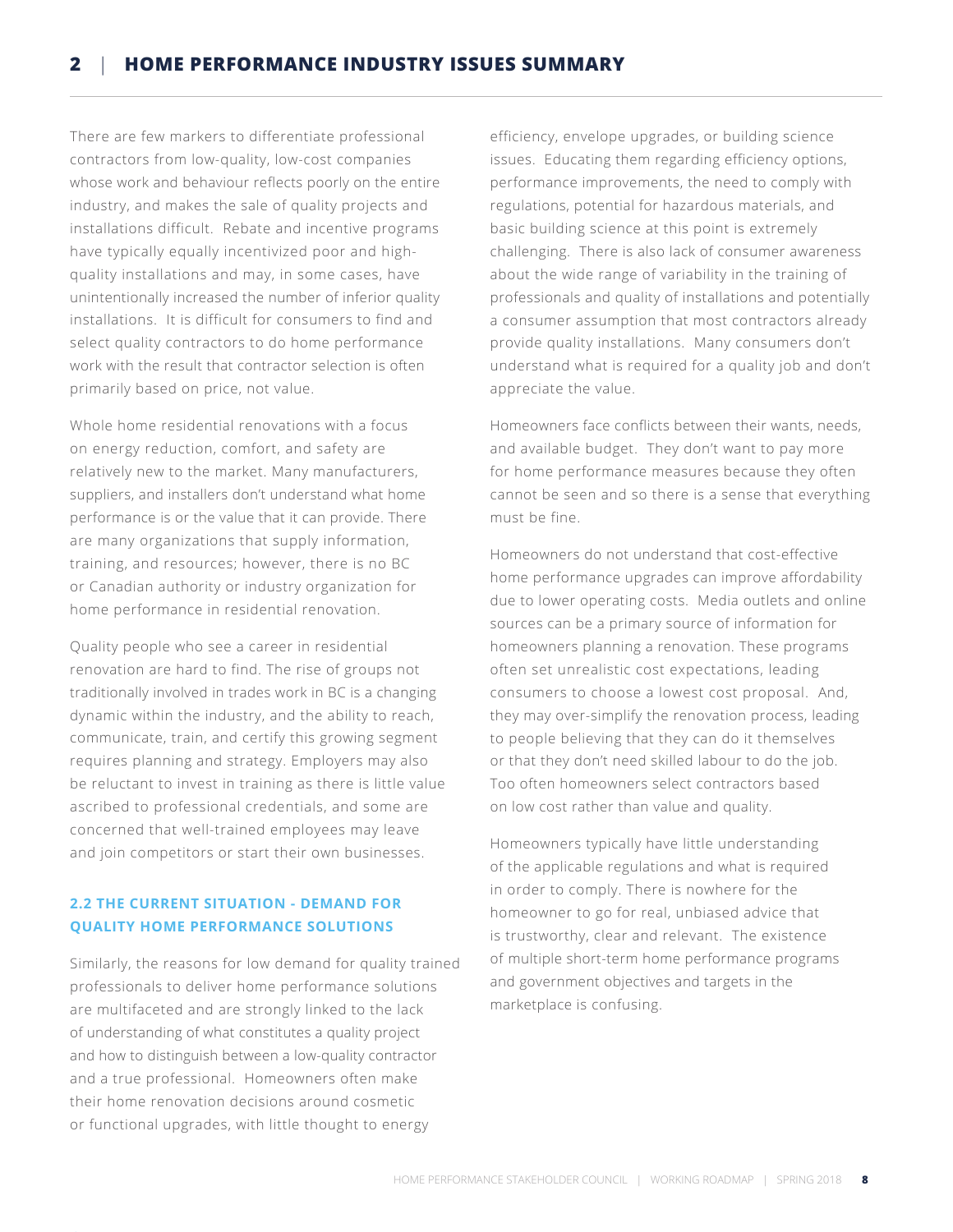## 2 | HOME PERFORMANCE INDUSTRY ISSUES SUMMARY

There are few markers to differentiate professional contractors from low-quality, low-cost companies whose work and behaviour reflects poorly on the entire industry, and makes the sale of quality projects and installations difficult. Rebate and incentive programs have typically equally incentivized poor and high-quality installations and may, in some cases, have unintentionally increased the number of inferior quality installations. It is difficult for consumers to find and select quality contractors to do home performance work with the result that contractor selection is often primarily based on price, not value.

Whole home residential renovations with a focus on energy reduction, comfort, and safety are relatively new to the market. Many manufacturers, suppliers, and installers don't understand what home performance is or the value that it can provide. There are many organizations that supply information, training, and resources; however, there is no BC or Canadian authority or industry organization for home performance in residential renovation.

Quality people who see a career in residential renovation are hard to find. The rise of groups not traditionally involved in trades work in BC is a changing dynamic within the industry, and the ability to reach, communicate, train, and certify this growing segment requires planning and strategy. Employers may also be reluctant to invest in training as there is little value ascribed to professional credentials, and some are concerned that well-trained employees may leave and join competitors or start their own businesses.

### 2.2 THE CURRENT SITUATION - DEMAND FOR QUALITY HOME PERFORMANCE SOLUTIONS

Similarly, the reasons for low demand for quality trained professionals to deliver home performance solutions are multifaceted and are strongly linked to the lack of understanding of what constitutes a quality project and how to distinguish between a low-quality contractor and a true professional. Homeowners often make their home renovation decisions around cosmetic or functional upgrades, with little thought to energy efficiency, envelope upgrades, or building science issues. Educating them regarding efficiency options, performance improvements, the need to comply with regulations, potential for hazardous materials, and basic building science at this point is extremely challenging. There is also lack of consumer awareness about the wide range of variability in the training of professionals and quality of installations and potentially a consumer assumption that most contractors already provide quality installations. Many consumers don't understand what is required for a quality job and don't appreciate the value.

Homeowners face conflicts between their wants, needs, and available budget. They don't want to pay more for home performance measures because they often cannot be seen and so there is a sense that everything must be fine.

Homeowners do not understand that cost-effective home performance upgrades can improve affordability due to lower operating costs. Media outlets and online sources can be a primary source of information for homeowners planning a renovation. These programs often set unrealistic cost expectations, leading consumers to choose a lowest cost proposal. And, they may over-simplify the renovation process, leading to people believing that they can do it themselves or that they don't need skilled labour to do the job. Too often homeowners select contractors based on low cost rather than value and quality.

Homeowners typically have little understanding of the applicable regulations and what is required in order to comply. There is nowhere for the homeowner to go for real, unbiased advice that is trustworthy, clear and relevant. The existence of multiple short-term home performance programs and government objectives and targets in the marketplace is confusing.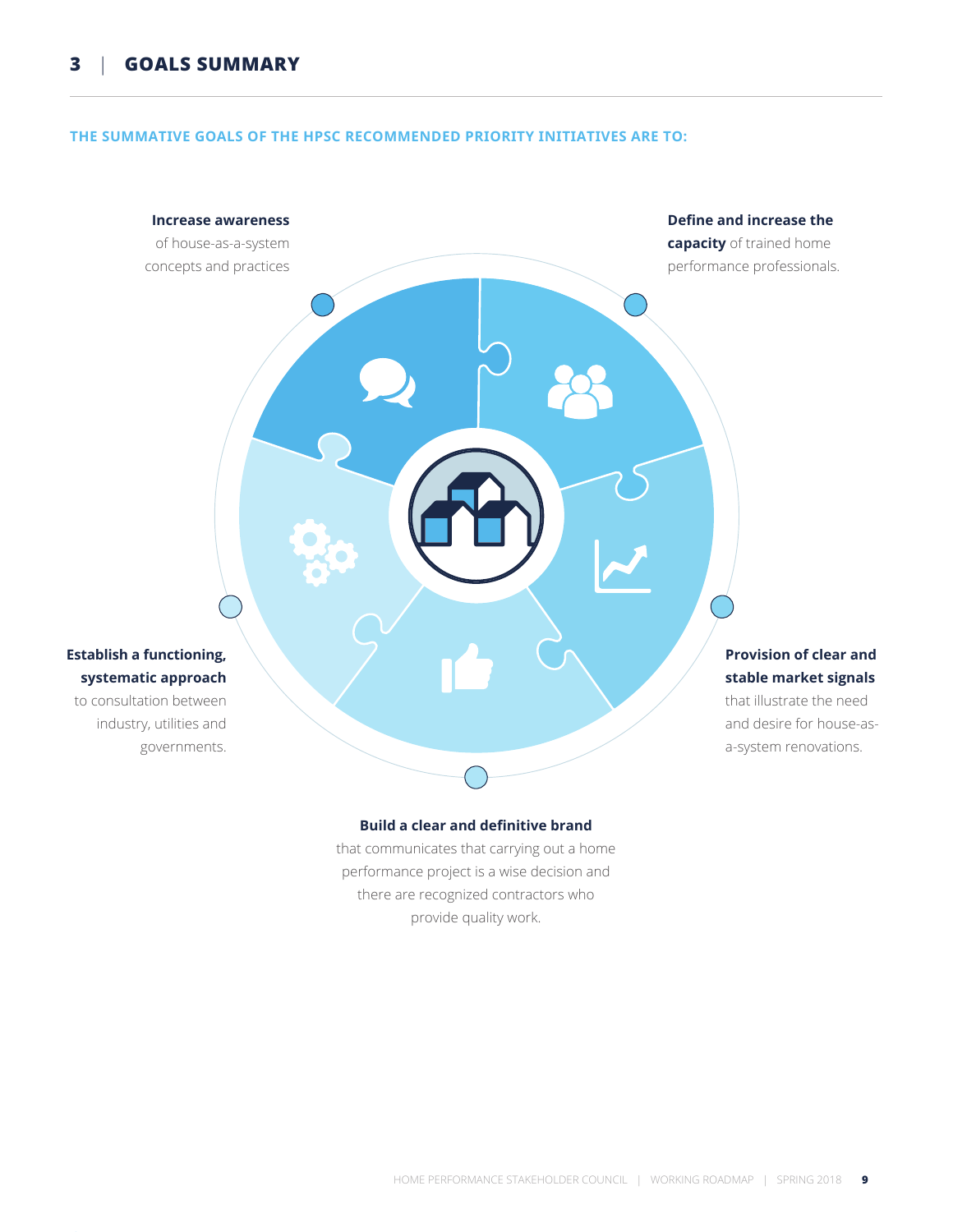# 3 | GOALS SUMMARY

**THE SUMMATIVE GOALS OF THE HPSC RECOMMENDED PRIORITY INITIATIVES ARE TO:**

**Increase awareness** of house-as-a-system concepts and practices

**Define and increase the capacity** of trained home performance professionals.

**Provision of clear and stable market signals** that illustrate the need and desire for house-as-a-system renovations.

**Build a clear and definitive brand** that communicates that carrying out a home performance project is a wise decision and there are recognized contractors who provide quality work.

**Establish a functioning, systematic approach** to consultation between industry, utilities and governments.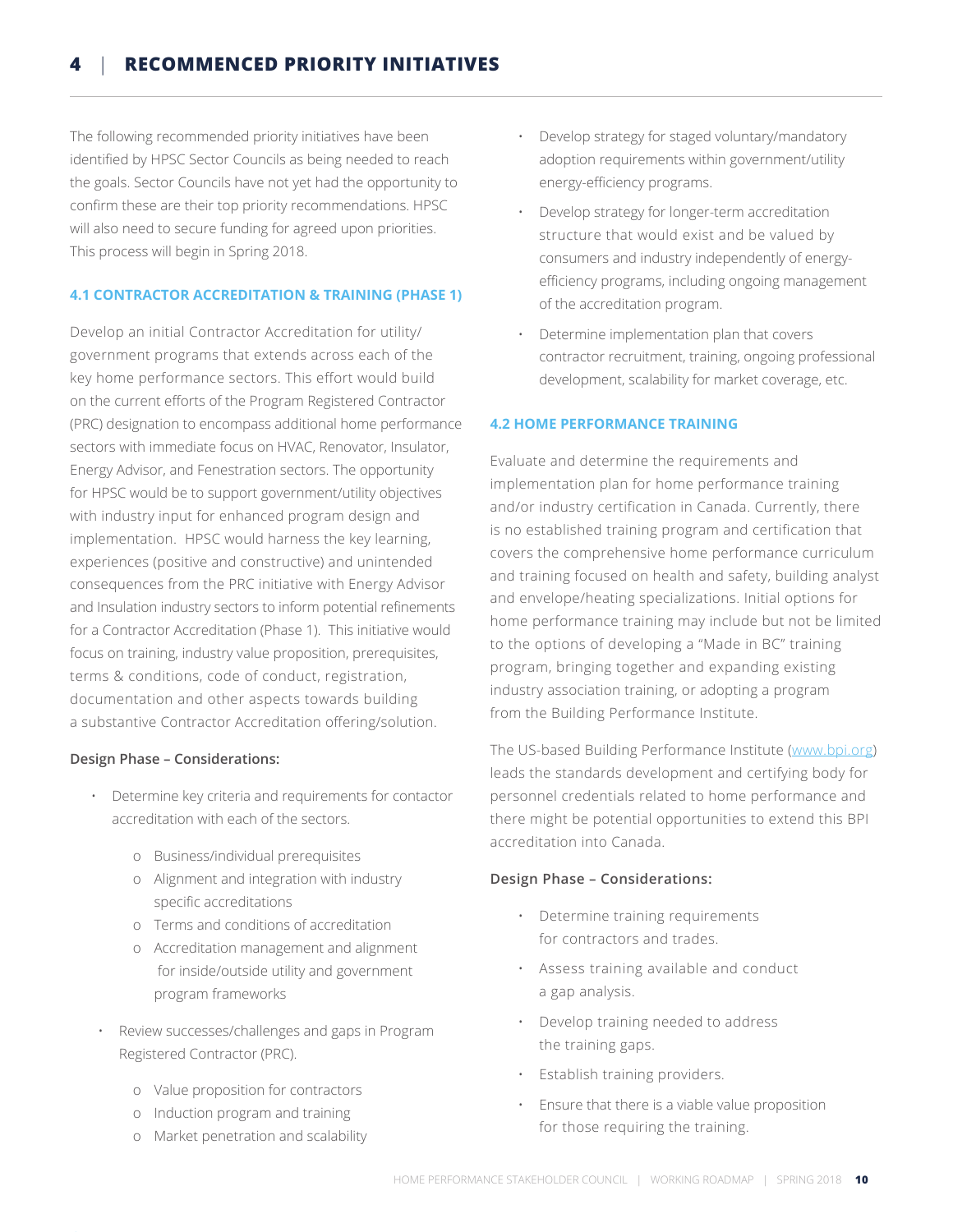# 4 | RECOMMENCED PRIORITY INITIATIVES

The following recommended priority initiatives have been identified by HPSC Sector Councils as being needed to reach the goals. Sector Councils have not yet had the opportunity to confirm these are their top priority recommendations. HPSC will also need to secure funding for agreed upon priorities. This process will begin in Spring 2018.

### 4.1 CONTRACTOR ACCREDITATION & TRAINING (PHASE 1)

Develop an initial Contractor Accreditation for utility/ government programs that extends across each of the key home performance sectors. This effort would build on the current efforts of the Program Registered Contractor (PRC) designation to encompass additional home performance sectors with immediate focus on HVAC, Renovator, Insulator, Energy Advisor, and Fenestration sectors. The opportunity for HPSC would be to support government/utility objectives with industry input for enhanced program design and implementation. HPSC would harness the key learning, experiences (positive and constructive) and unintended consequences from the PRC initiative with Energy Advisor and Insulation industry sectors to inform potential refinements for a Contractor Accreditation (Phase 1). This initiative would focus on training, industry value proposition, prerequisites, terms & conditions, code of conduct, registration, documentation and other aspects towards building a substantive Contractor Accreditation offering/solution.

**Design Phase – Considerations:**

- Determine key criteria and requirements for contactor accreditation with each of the sectors.
  - Business/individual prerequisites
  - Alignment and integration with industry specific accreditations
  - Terms and conditions of accreditation
  - Accreditation management and alignment for inside/outside utility and government program frameworks
- Review successes/challenges and gaps in Program Registered Contractor (PRC).
  - Value proposition for contractors
  - Induction program and training
  - Market penetration and scalability
- Develop strategy for staged voluntary/mandatory adoption requirements within government/utility energy-efficiency programs.
- Develop strategy for longer-term accreditation structure that would exist and be valued by consumers and industry independently of energy-efficiency programs, including ongoing management of the accreditation program.
- Determine implementation plan that covers contractor recruitment, training, ongoing professional development, scalability for market coverage, etc.

### 4.2 HOME PERFORMANCE TRAINING

Evaluate and determine the requirements and implementation plan for home performance training and/or industry certification in Canada. Currently, there is no established training program and certification that covers the comprehensive home performance curriculum and training focused on health and safety, building analyst and envelope/heating specializations. Initial options for home performance training may include but not be limited to the options of developing a "Made in BC" training program, bringing together and expanding existing industry association training, or adopting a program from the Building Performance Institute.

The US-based Building Performance Institute (www.bpi.org) leads the standards development and certifying body for personnel credentials related to home performance and there might be potential opportunities to extend this BPI accreditation into Canada.

**Design Phase – Considerations:**

- Determine training requirements for contractors and trades.
- Assess training available and conduct a gap analysis.
- Develop training needed to address the training gaps.
- Establish training providers.
- Ensure that there is a viable value proposition for those requiring the training.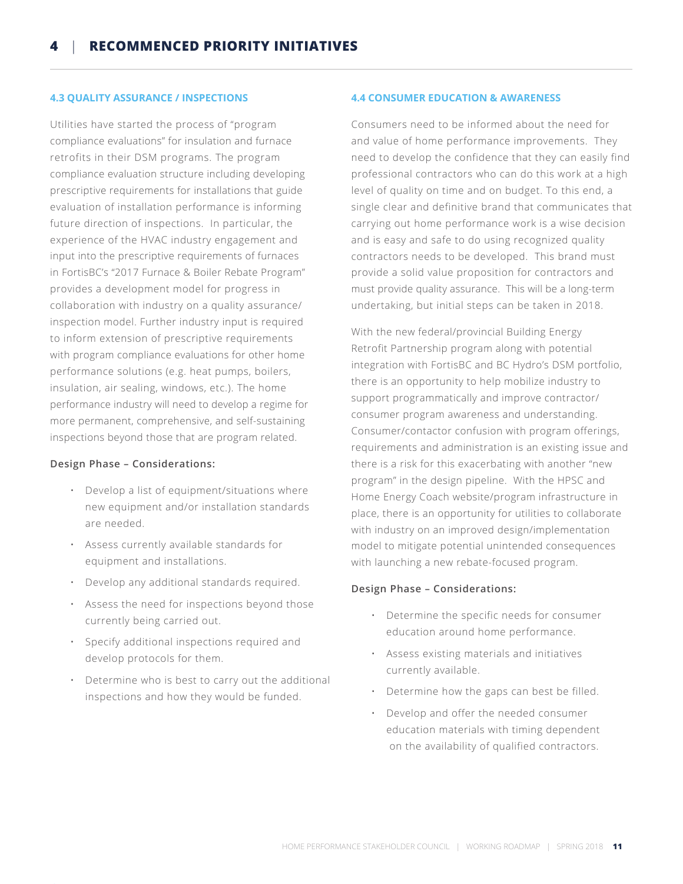# 4 | RECOMMENCED PRIORITY INITIATIVES

### 4.3 QUALITY ASSURANCE / INSPECTIONS

Utilities have started the process of "program compliance evaluations" for insulation and furnace retrofits in their DSM programs. The program compliance evaluation structure including developing prescriptive requirements for installations that guide evaluation of installation performance is informing future direction of inspections. In particular, the experience of the HVAC industry engagement and input into the prescriptive requirements of furnaces in FortisBC's "2017 Furnace & Boiler Rebate Program" provides a development model for progress in collaboration with industry on a quality assurance/ inspection model. Further industry input is required to inform extension of prescriptive requirements with program compliance evaluations for other home performance solutions (e.g. heat pumps, boilers, insulation, air sealing, windows, etc.). The home performance industry will need to develop a regime for more permanent, comprehensive, and self-sustaining inspections beyond those that are program related.

**Design Phase – Considerations:**

- Develop a list of equipment/situations where new equipment and/or installation standards are needed.
- Assess currently available standards for equipment and installations.
- Develop any additional standards required.
- Assess the need for inspections beyond those currently being carried out.
- Specify additional inspections required and develop protocols for them.
- Determine who is best to carry out the additional inspections and how they would be funded.

### 4.4 CONSUMER EDUCATION & AWARENESS

Consumers need to be informed about the need for and value of home performance improvements. They need to develop the confidence that they can easily find professional contractors who can do this work at a high level of quality on time and on budget. To this end, a single clear and definitive brand that communicates that carrying out home performance work is a wise decision and is easy and safe to do using recognized quality contractors needs to be developed. This brand must provide a solid value proposition for contractors and must provide quality assurance. This will be a long-term undertaking, but initial steps can be taken in 2018.

With the new federal/provincial Building Energy Retrofit Partnership program along with potential integration with FortisBC and BC Hydro's DSM portfolio, there is an opportunity to help mobilize industry to support programmatically and improve contractor/ consumer program awareness and understanding. Consumer/contactor confusion with program offerings, requirements and administration is an existing issue and there is a risk for this exacerbating with another "new program" in the design pipeline. With the HPSC and Home Energy Coach website/program infrastructure in place, there is an opportunity for utilities to collaborate with industry on an improved design/implementation model to mitigate potential unintended consequences with launching a new rebate-focused program.

**Design Phase – Considerations:**

- Determine the specific needs for consumer education around home performance.
- Assess existing materials and initiatives currently available.
- Determine how the gaps can best be filled.
- Develop and offer the needed consumer education materials with timing dependent on the availability of qualified contractors.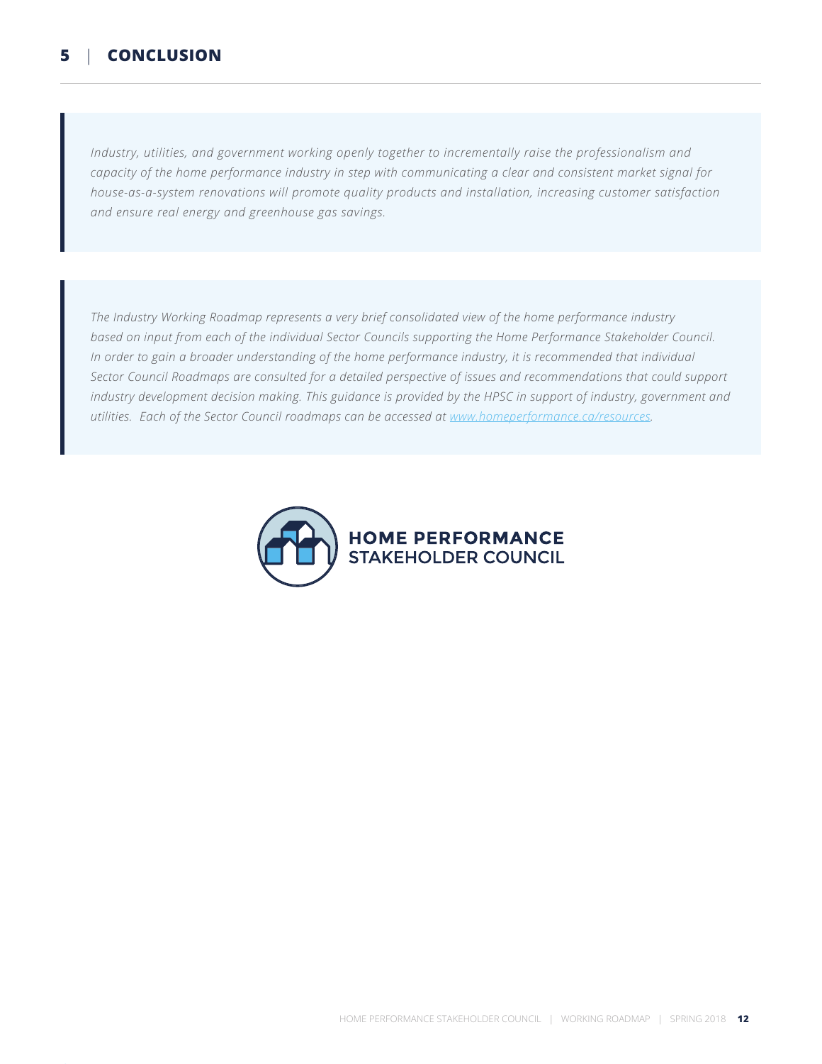## 5 | CONCLUSION

*Industry, utilities, and government working openly together to incrementally raise the professionalism and capacity of the home performance industry in step with communicating a clear and consistent market signal for house-as-a-system renovations will promote quality products and installation, increasing customer satisfaction and ensure real energy and greenhouse gas savings.*

*The Industry Working Roadmap represents a very brief consolidated view of the home performance industry based on input from each of the individual Sector Councils supporting the Home Performance Stakeholder Council. In order to gain a broader understanding of the home performance industry, it is recommended that individual Sector Council Roadmaps are consulted for a detailed perspective of issues and recommendations that could support industry development decision making. This guidance is provided by the HPSC in support of industry, government and utilities. Each of the Sector Council roadmaps can be accessed at [www.homeperformance.ca/resources](http://www.homeperformance.ca/resources).*

**HOME PERFORMANCE**
STAKEHOLDER COUNCIL